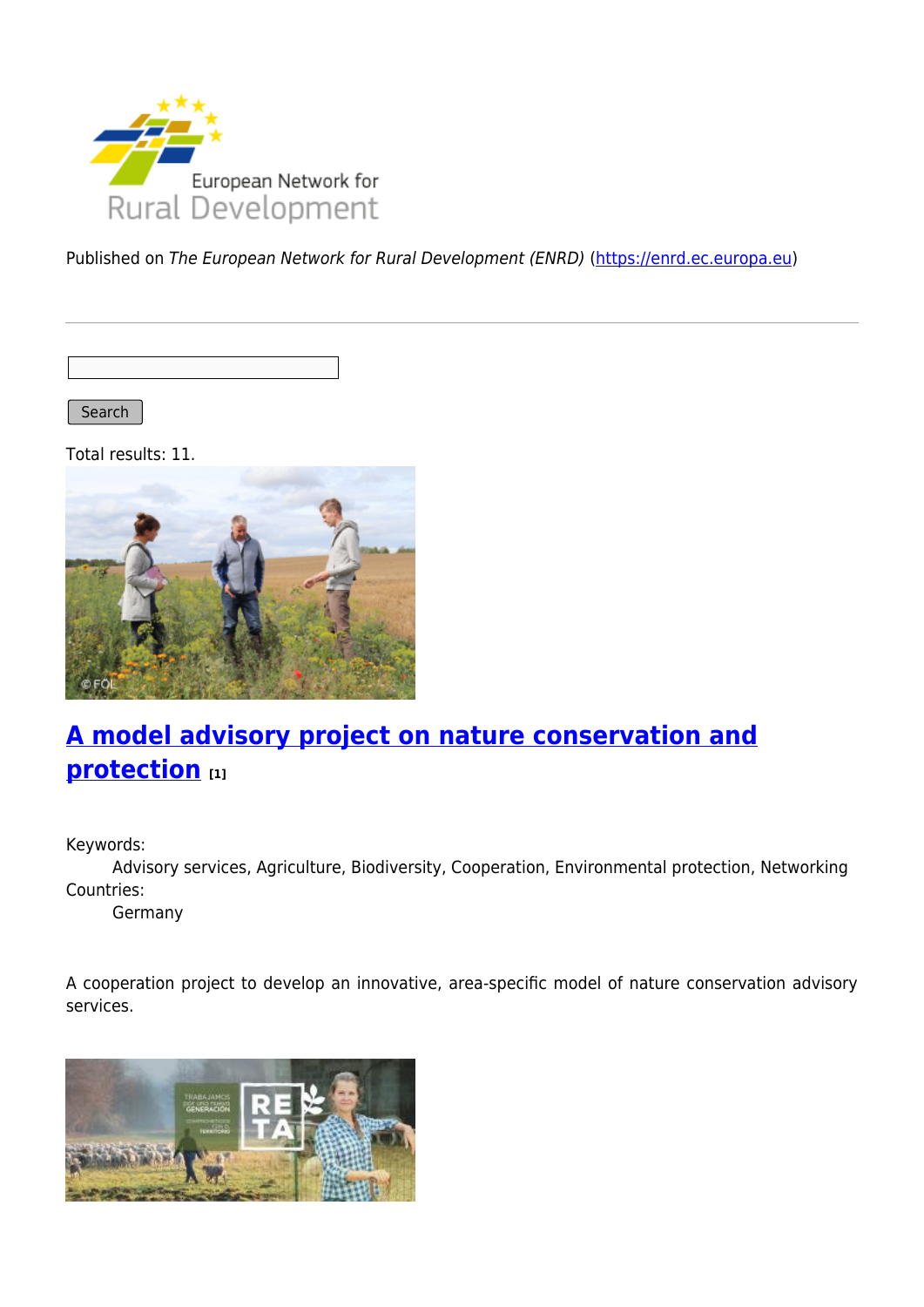Published on *The European Network for Rural Development (ENRD)* (https://enrd.ec.europa.eu)

Search

Total results: 11.

## A model advisory project on nature conservation and protection [1]

Keywords:
Advisory services, Agriculture, Biodiversity, Cooperation, Environmental protection, Networking

Countries:
Germany

A cooperation project to develop an innovative, area-specific model of nature conservation advisory services.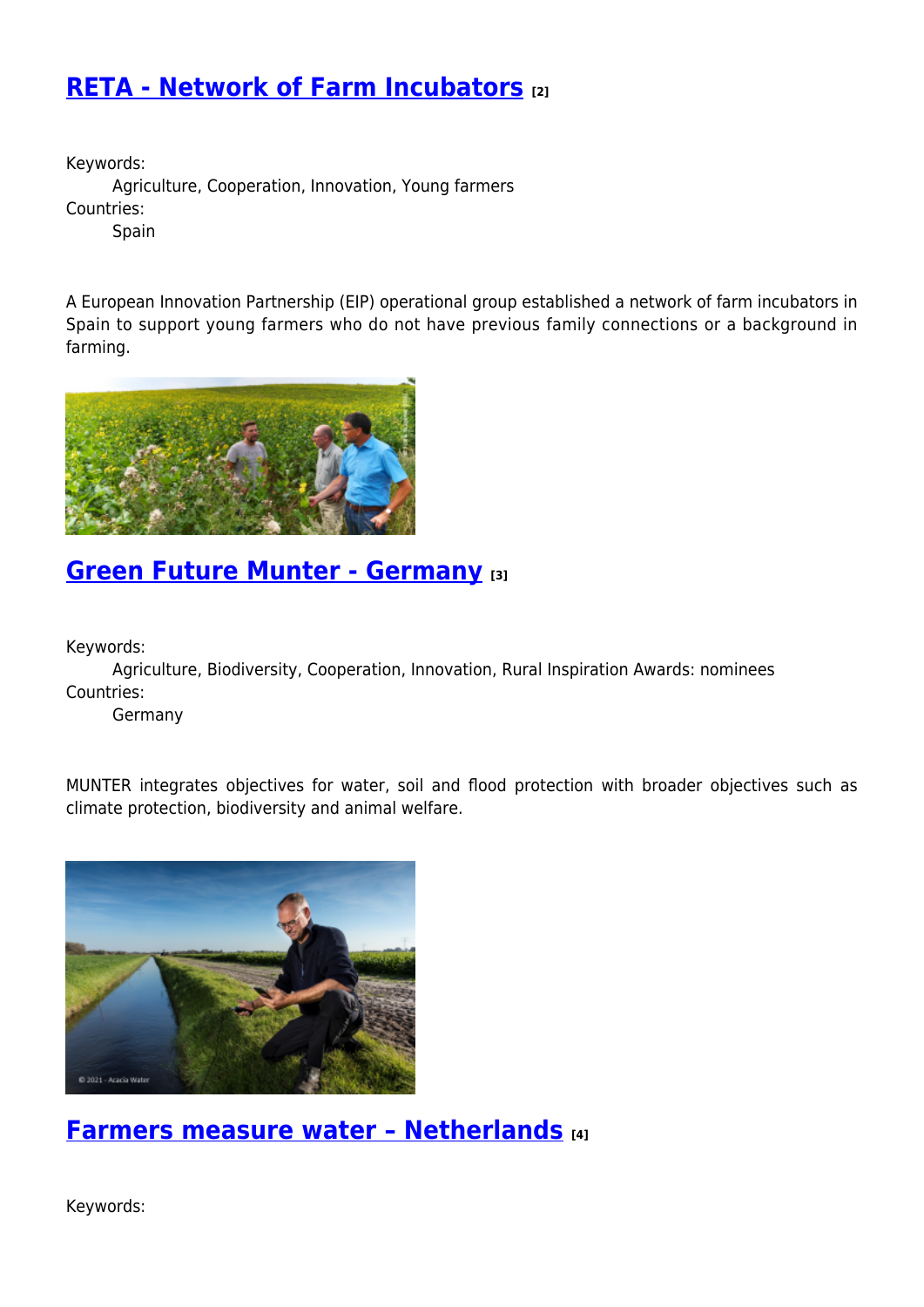## RETA - Network of Farm Incubators [2]

Keywords:
Agriculture, Cooperation, Innovation, Young farmers
Countries:
Spain

A European Innovation Partnership (EIP) operational group established a network of farm incubators in Spain to support young farmers who do not have previous family connections or a background in farming.

## Green Future Munter - Germany [3]

Keywords:
Agriculture, Biodiversity, Cooperation, Innovation, Rural Inspiration Awards: nominees
Countries:
Germany

MUNTER integrates objectives for water, soil and flood protection with broader objectives such as climate protection, biodiversity and animal welfare.

## Farmers measure water – Netherlands [4]

Keywords: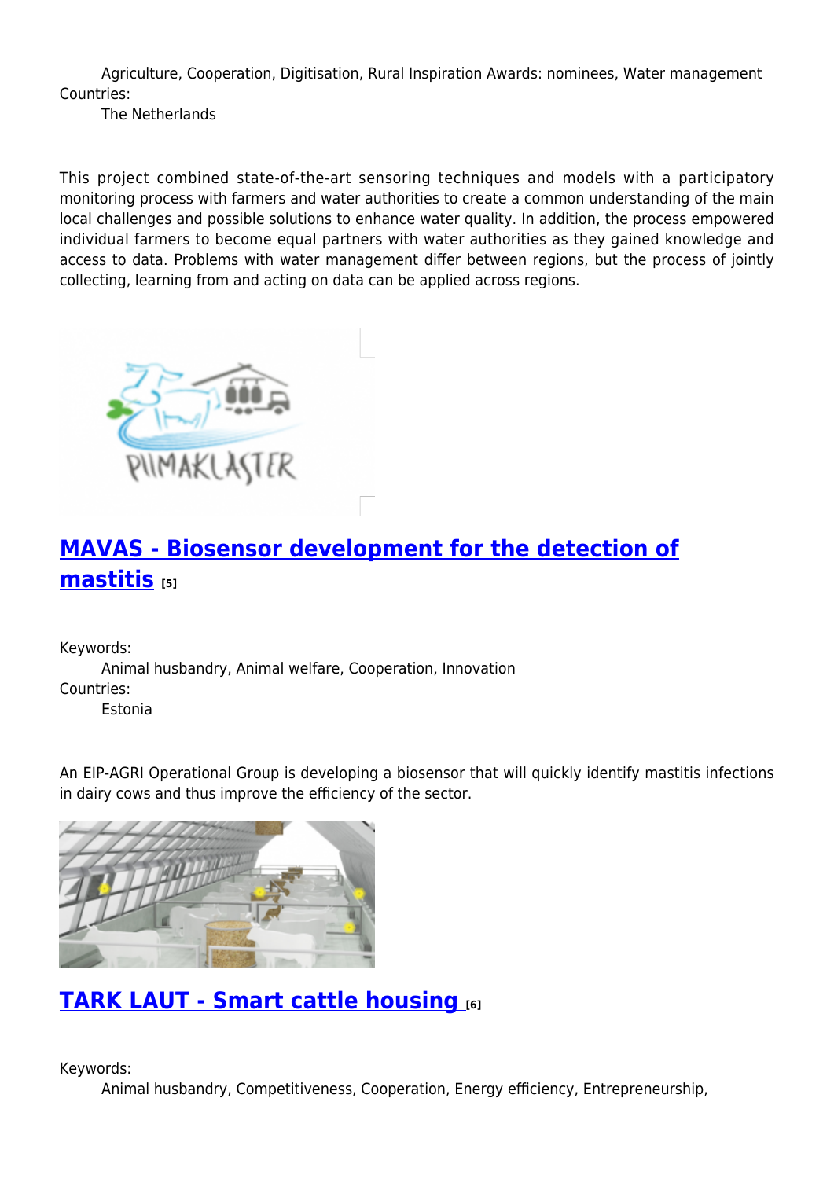Agriculture, Cooperation, Digitisation, Rural Inspiration Awards: nominees, Water management

Countries:

The Netherlands

This project combined state-of-the-art sensoring techniques and models with a participatory monitoring process with farmers and water authorities to create a common understanding of the main local challenges and possible solutions to enhance water quality. In addition, the process empowered individual farmers to become equal partners with water authorities as they gained knowledge and access to data. Problems with water management differ between regions, but the process of jointly collecting, learning from and acting on data can be applied across regions.

## MAVAS - Biosensor development for the detection of mastitis [5]

Keywords:

Animal husbandry, Animal welfare, Cooperation, Innovation

Countries:

Estonia

An EIP-AGRI Operational Group is developing a biosensor that will quickly identify mastitis infections in dairy cows and thus improve the efficiency of the sector.

## TARK LAUT - Smart cattle housing [6]

Keywords:

Animal husbandry, Competitiveness, Cooperation, Energy efficiency, Entrepreneurship,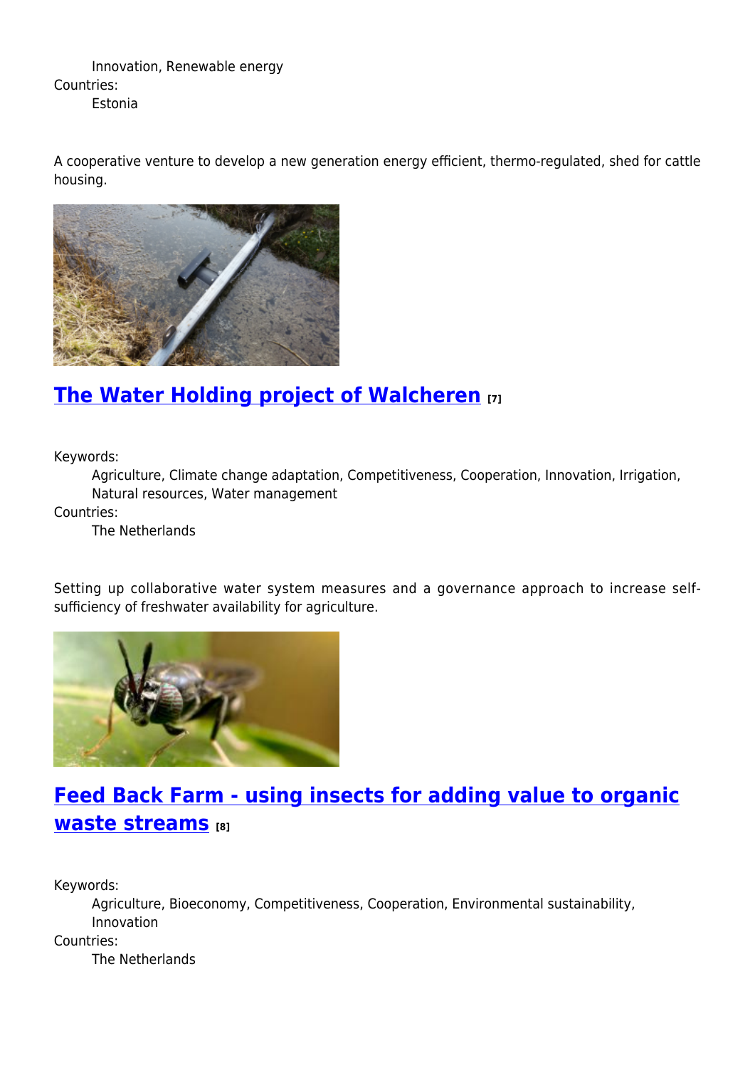Innovation, Renewable energy

Countries:

Estonia

A cooperative venture to develop a new generation energy efficient, thermo-regulated, shed for cattle housing.

## The Water Holding project of Walcheren [7]

Keywords:

Agriculture, Climate change adaptation, Competitiveness, Cooperation, Innovation, Irrigation, Natural resources, Water management

Countries:

The Netherlands

Setting up collaborative water system measures and a governance approach to increase self-sufficiency of freshwater availability for agriculture.

## Feed Back Farm - using insects for adding value to organic waste streams [8]

Keywords:

Agriculture, Bioeconomy, Competitiveness, Cooperation, Environmental sustainability, Innovation

Countries:

The Netherlands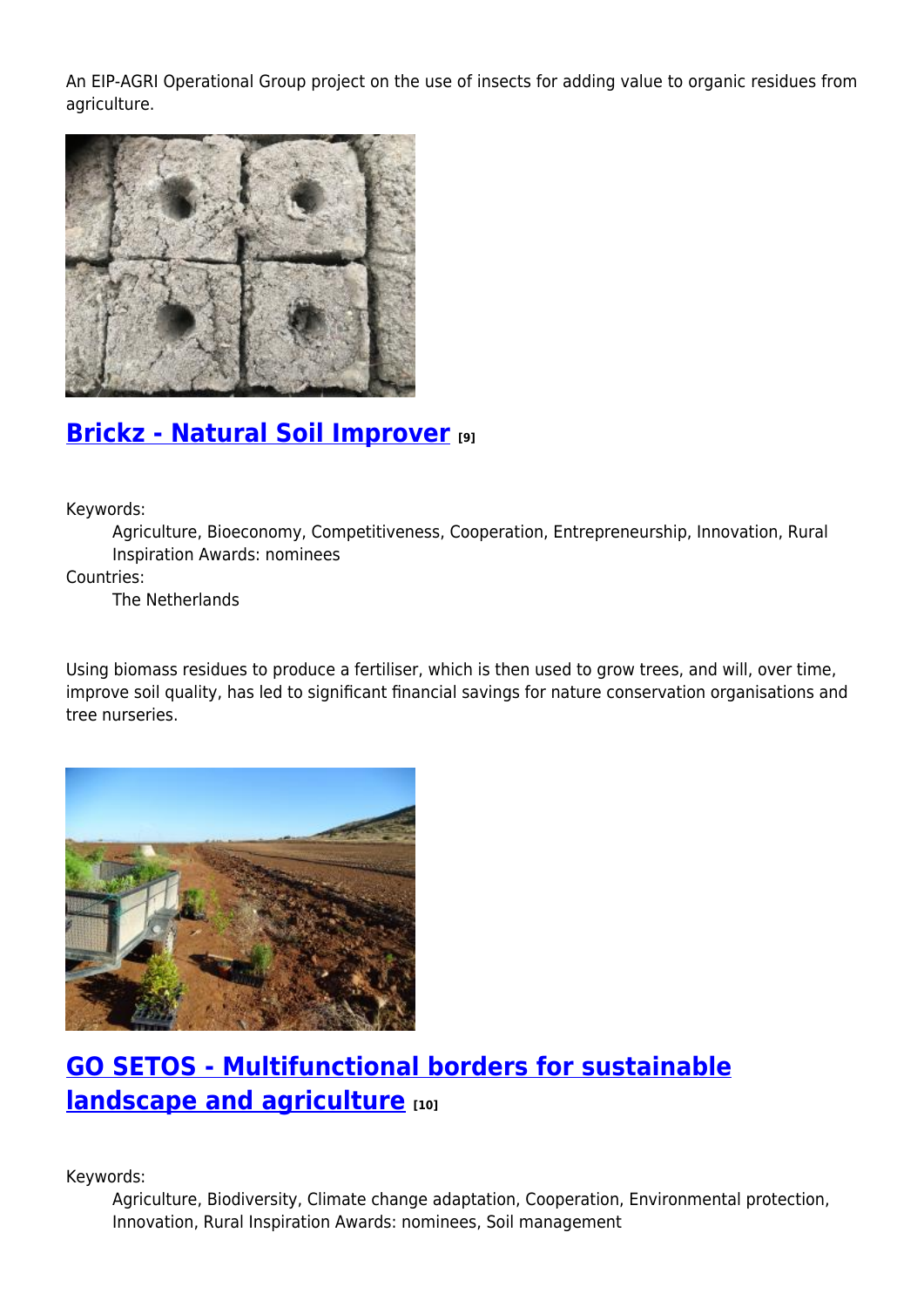An EIP-AGRI Operational Group project on the use of insects for adding value to organic residues from agriculture.

## Brickz - Natural Soil Improver [9]

Keywords:
: Agriculture, Bioeconomy, Competitiveness, Cooperation, Entrepreneurship, Innovation, Rural Inspiration Awards: nominees

Countries:
: The Netherlands

Using biomass residues to produce a fertiliser, which is then used to grow trees, and will, over time, improve soil quality, has led to significant financial savings for nature conservation organisations and tree nurseries.

## GO SETOS - Multifunctional borders for sustainable landscape and agriculture [10]

Keywords:
: Agriculture, Biodiversity, Climate change adaptation, Cooperation, Environmental protection, Innovation, Rural Inspiration Awards: nominees, Soil management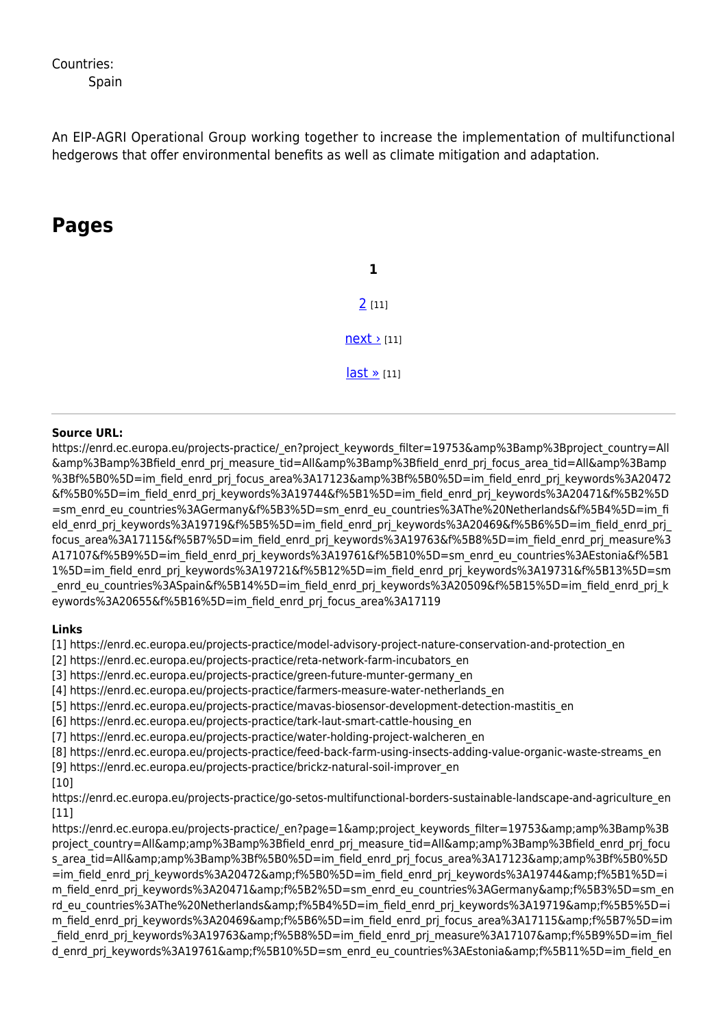Countries:
Spain

An EIP-AGRI Operational Group working together to increase the implementation of multifunctional hedgerows that offer environmental benefits as well as climate mitigation and adaptation.

## Pages

**1**

2 [11]

next › [11]

last » [11]

---

**Source URL:**
https://enrd.ec.europa.eu/projects-practice/_en?project_keywords_filter=19753&amp%3Bamp%3Bproject_country=All&amp%3Bamp%3Bfield_enrd_prj_measure_tid=All&amp%3Bamp%3Bfield_enrd_prj_focus_area_tid=All&amp%3Bamp%3Bf%5B0%5D=im_field_enrd_prj_focus_area%3A17123&amp%3Bf%5B0%5D=im_field_enrd_prj_keywords%3A20472&f%5B0%5D=im_field_enrd_prj_keywords%3A19744&f%5B1%5D=im_field_enrd_prj_keywords%3A20471&f%5B2%5D=sm_enrd_eu_countries%3AGermany&f%5B3%5D=sm_enrd_eu_countries%3AThe%20Netherlands&f%5B4%5D=im_field_enrd_prj_keywords%3A19719&f%5B5%5D=im_field_enrd_prj_keywords%3A20469&f%5B6%5D=im_field_enrd_prj_focus_area%3A17115&f%5B7%5D=im_field_enrd_prj_keywords%3A19763&f%5B8%5D=im_field_enrd_prj_measure%3A17107&f%5B9%5D=im_field_enrd_prj_keywords%3A19761&f%5B10%5D=sm_enrd_eu_countries%3AEstonia&f%5B11%5D=im_field_enrd_prj_keywords%3A19721&f%5B12%5D=im_field_enrd_prj_keywords%3A19731&f%5B13%5D=sm_enrd_eu_countries%3ASpain&f%5B14%5D=im_field_enrd_prj_keywords%3A20509&f%5B15%5D=im_field_enrd_prj_keywords%3A20655&f%5B16%5D=im_field_enrd_prj_focus_area%3A17119

**Links**
[1] https://enrd.ec.europa.eu/projects-practice/model-advisory-project-nature-conservation-and-protection_en
[2] https://enrd.ec.europa.eu/projects-practice/reta-network-farm-incubators_en
[3] https://enrd.ec.europa.eu/projects-practice/green-future-munter-germany_en
[4] https://enrd.ec.europa.eu/projects-practice/farmers-measure-water-netherlands_en
[5] https://enrd.ec.europa.eu/projects-practice/mavas-biosensor-development-detection-mastitis_en
[6] https://enrd.ec.europa.eu/projects-practice/tark-laut-smart-cattle-housing_en
[7] https://enrd.ec.europa.eu/projects-practice/water-holding-project-walcheren_en
[8] https://enrd.ec.europa.eu/projects-practice/feed-back-farm-using-insects-adding-value-organic-waste-streams_en
[9] https://enrd.ec.europa.eu/projects-practice/brickz-natural-soil-improver_en
[10] https://enrd.ec.europa.eu/projects-practice/go-setos-multifunctional-borders-sustainable-landscape-and-agriculture_en
[11] https://enrd.ec.europa.eu/projects-practice/_en?page=1&amp;project_keywords_filter=19753&amp;amp%3Bamp%3Bproject_country=All&amp;amp%3Bamp%3Bfield_enrd_prj_measure_tid=All&amp;amp%3Bamp%3Bfield_enrd_prj_focus_area_tid=All&amp;amp%3Bamp%3Bf%5B0%5D=im_field_enrd_prj_focus_area%3A17123&amp;amp%3Bf%5B0%5D=im_field_enrd_prj_keywords%3A20472&amp;f%5B0%5D=im_field_enrd_prj_keywords%3A19744&amp;f%5B1%5D=im_field_enrd_prj_keywords%3A20471&amp;f%5B2%5D=sm_enrd_eu_countries%3AGermany&amp;f%5B3%5D=sm_enrd_eu_countries%3AThe%20Netherlands&amp;f%5B4%5D=im_field_enrd_prj_keywords%3A19719&amp;f%5B5%5D=im_field_enrd_prj_keywords%3A20469&amp;f%5B6%5D=im_field_enrd_prj_focus_area%3A17115&amp;f%5B7%5D=im_field_enrd_prj_keywords%3A19763&amp;f%5B8%5D=im_field_enrd_prj_measure%3A17107&amp;f%5B9%5D=im_field_enrd_prj_keywords%3A19761&amp;f%5B10%5D=sm_enrd_eu_countries%3AEstonia&amp;f%5B11%5D=im_field_en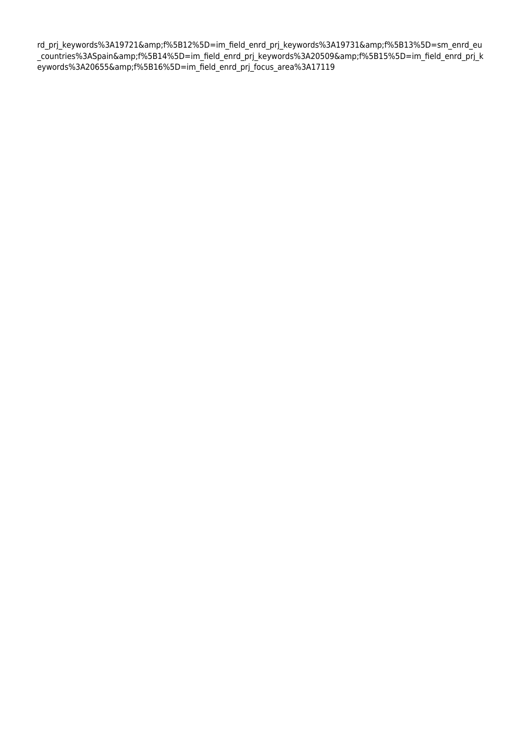rd_prj_keywords%3A19721&amp;f%5B12%5D=im_field_enrd_prj_keywords%3A19731&amp;f%5B13%5D=sm_enrd_eu_countries%3ASpain&amp;f%5B14%5D=im_field_enrd_prj_keywords%3A20509&amp;f%5B15%5D=im_field_enrd_prj_keywords%3A20655&amp;f%5B16%5D=im_field_enrd_prj_focus_area%3A17119